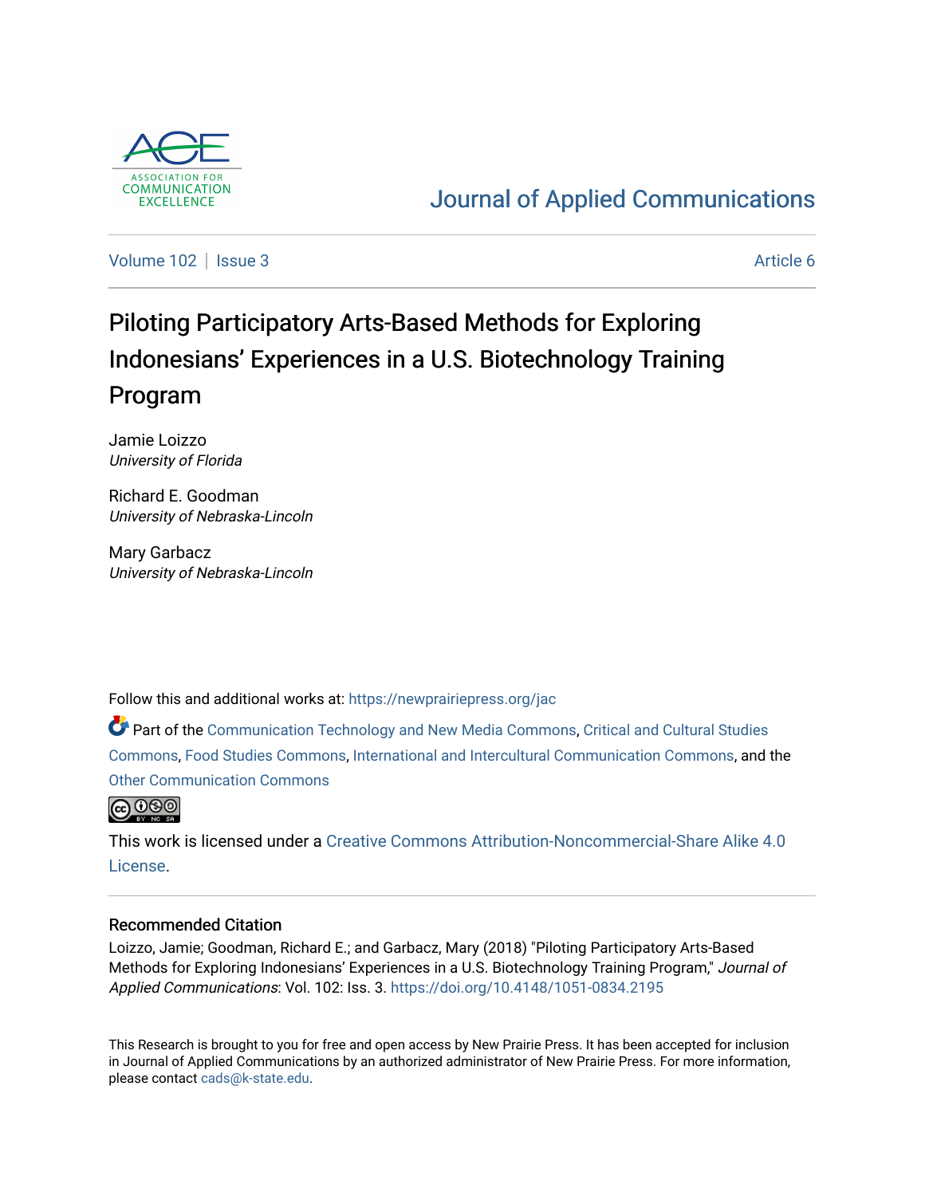ASSOCIATION FOR COMMUNICATION EXCELLENCE

Journal of Applied Communications

Volume 102 | Issue 3 Article 6

# Piloting Participatory Arts-Based Methods for Exploring Indonesians' Experiences in a U.S. Biotechnology Training Program

Jamie Loizzo
*University of Florida*

Richard E. Goodman
*University of Nebraska-Lincoln*

Mary Garbacz
*University of Nebraska-Lincoln*

Follow this and additional works at: https://newprairiepress.org/jac

Part of the Communication Technology and New Media Commons, Critical and Cultural Studies Commons, Food Studies Commons, International and Intercultural Communication Commons, and the Other Communication Commons

This work is licensed under a Creative Commons Attribution-Noncommercial-Share Alike 4.0 License.

## Recommended Citation

Loizzo, Jamie; Goodman, Richard E.; and Garbacz, Mary (2018) "Piloting Participatory Arts-Based Methods for Exploring Indonesians' Experiences in a U.S. Biotechnology Training Program," *Journal of Applied Communications*: Vol. 102: Iss. 3. https://doi.org/10.4148/1051-0834.2195

This Research is brought to you for free and open access by New Prairie Press. It has been accepted for inclusion in Journal of Applied Communications by an authorized administrator of New Prairie Press. For more information, please contact cads@k-state.edu.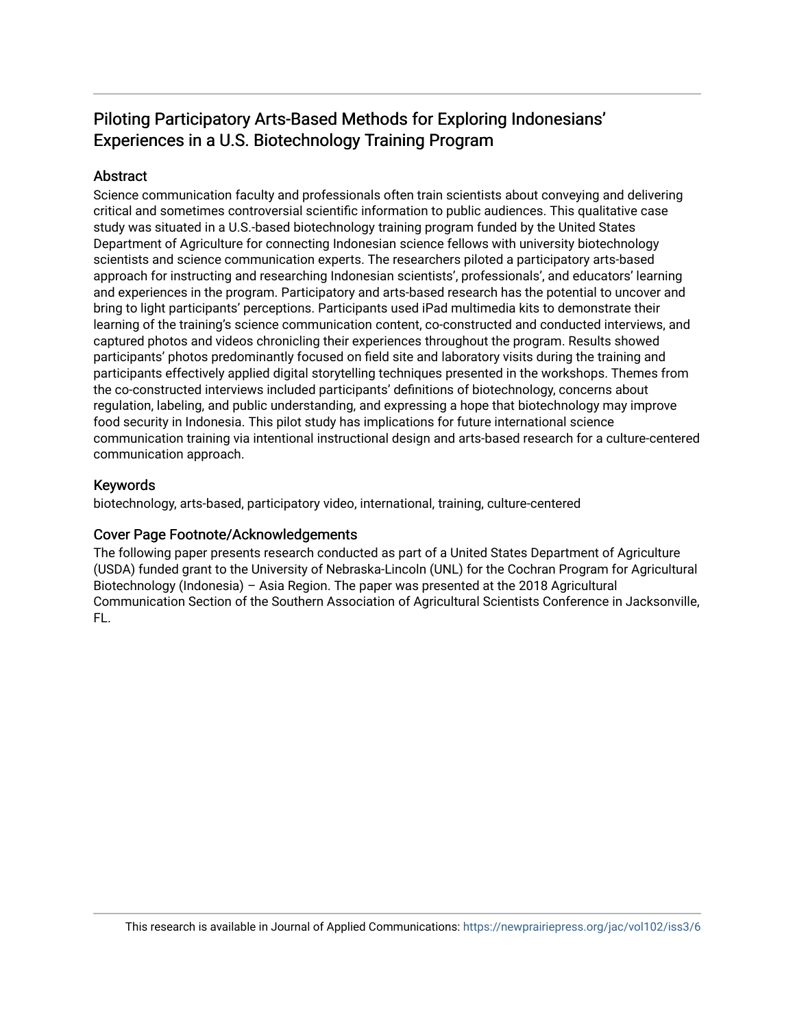# Piloting Participatory Arts-Based Methods for Exploring Indonesians' Experiences in a U.S. Biotechnology Training Program

## Abstract

Science communication faculty and professionals often train scientists about conveying and delivering critical and sometimes controversial scientific information to public audiences. This qualitative case study was situated in a U.S.-based biotechnology training program funded by the United States Department of Agriculture for connecting Indonesian science fellows with university biotechnology scientists and science communication experts. The researchers piloted a participatory arts-based approach for instructing and researching Indonesian scientists', professionals', and educators' learning and experiences in the program. Participatory and arts-based research has the potential to uncover and bring to light participants' perceptions. Participants used iPad multimedia kits to demonstrate their learning of the training's science communication content, co-constructed and conducted interviews, and captured photos and videos chronicling their experiences throughout the program. Results showed participants' photos predominantly focused on field site and laboratory visits during the training and participants effectively applied digital storytelling techniques presented in the workshops. Themes from the co-constructed interviews included participants' definitions of biotechnology, concerns about regulation, labeling, and public understanding, and expressing a hope that biotechnology may improve food security in Indonesia. This pilot study has implications for future international science communication training via intentional instructional design and arts-based research for a culture-centered communication approach.

## Keywords

biotechnology, arts-based, participatory video, international, training, culture-centered

## Cover Page Footnote/Acknowledgements

The following paper presents research conducted as part of a United States Department of Agriculture (USDA) funded grant to the University of Nebraska-Lincoln (UNL) for the Cochran Program for Agricultural Biotechnology (Indonesia) – Asia Region. The paper was presented at the 2018 Agricultural Communication Section of the Southern Association of Agricultural Scientists Conference in Jacksonville, FL.

This research is available in Journal of Applied Communications: https://newprairiepress.org/jac/vol102/iss3/6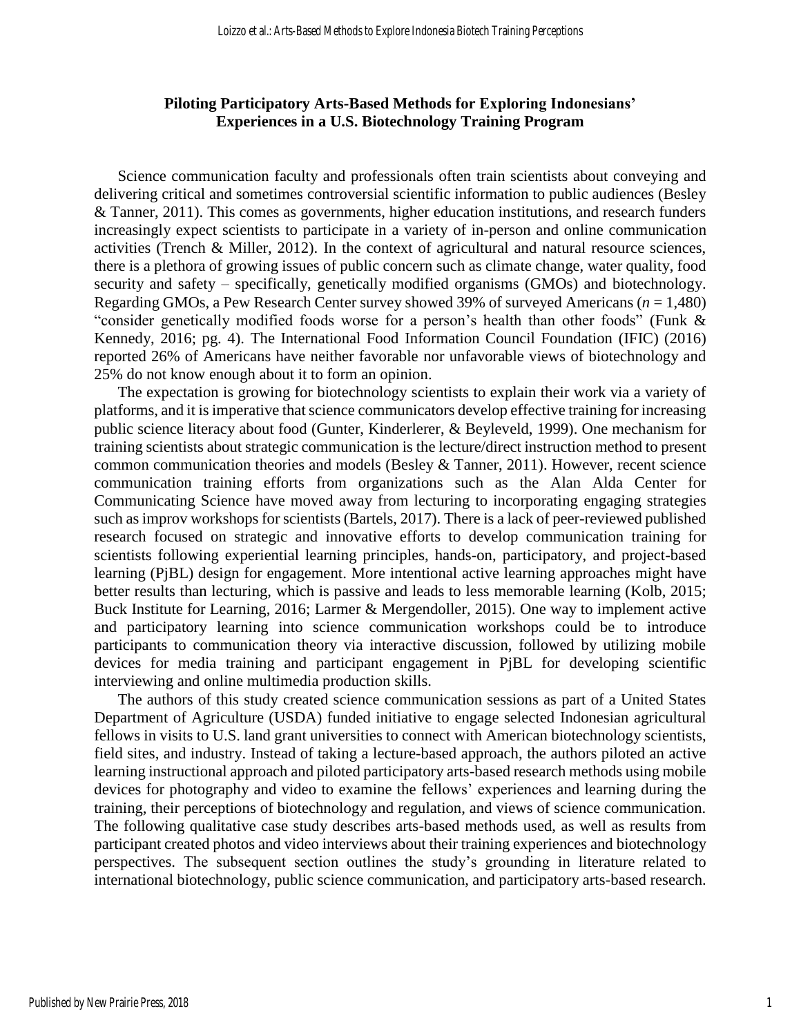## Piloting Participatory Arts-Based Methods for Exploring Indonesians' Experiences in a U.S. Biotechnology Training Program

Science communication faculty and professionals often train scientists about conveying and delivering critical and sometimes controversial scientific information to public audiences (Besley & Tanner, 2011). This comes as governments, higher education institutions, and research funders increasingly expect scientists to participate in a variety of in-person and online communication activities (Trench & Miller, 2012). In the context of agricultural and natural resource sciences, there is a plethora of growing issues of public concern such as climate change, water quality, food security and safety – specifically, genetically modified organisms (GMOs) and biotechnology. Regarding GMOs, a Pew Research Center survey showed 39% of surveyed Americans ($n$ = 1,480) "consider genetically modified foods worse for a person's health than other foods" (Funk & Kennedy, 2016; pg. 4). The International Food Information Council Foundation (IFIC) (2016) reported 26% of Americans have neither favorable nor unfavorable views of biotechnology and 25% do not know enough about it to form an opinion.

The expectation is growing for biotechnology scientists to explain their work via a variety of platforms, and it is imperative that science communicators develop effective training for increasing public science literacy about food (Gunter, Kinderlerer, & Beyleveld, 1999). One mechanism for training scientists about strategic communication is the lecture/direct instruction method to present common communication theories and models (Besley & Tanner, 2011). However, recent science communication training efforts from organizations such as the Alan Alda Center for Communicating Science have moved away from lecturing to incorporating engaging strategies such as improv workshops for scientists (Bartels, 2017). There is a lack of peer-reviewed published research focused on strategic and innovative efforts to develop communication training for scientists following experiential learning principles, hands-on, participatory, and project-based learning (PjBL) design for engagement. More intentional active learning approaches might have better results than lecturing, which is passive and leads to less memorable learning (Kolb, 2015; Buck Institute for Learning, 2016; Larmer & Mergendoller, 2015). One way to implement active and participatory learning into science communication workshops could be to introduce participants to communication theory via interactive discussion, followed by utilizing mobile devices for media training and participant engagement in PjBL for developing scientific interviewing and online multimedia production skills.

The authors of this study created science communication sessions as part of a United States Department of Agriculture (USDA) funded initiative to engage selected Indonesian agricultural fellows in visits to U.S. land grant universities to connect with American biotechnology scientists, field sites, and industry. Instead of taking a lecture-based approach, the authors piloted an active learning instructional approach and piloted participatory arts-based research methods using mobile devices for photography and video to examine the fellows' experiences and learning during the training, their perceptions of biotechnology and regulation, and views of science communication. The following qualitative case study describes arts-based methods used, as well as results from participant created photos and video interviews about their training experiences and biotechnology perspectives. The subsequent section outlines the study's grounding in literature related to international biotechnology, public science communication, and participatory arts-based research.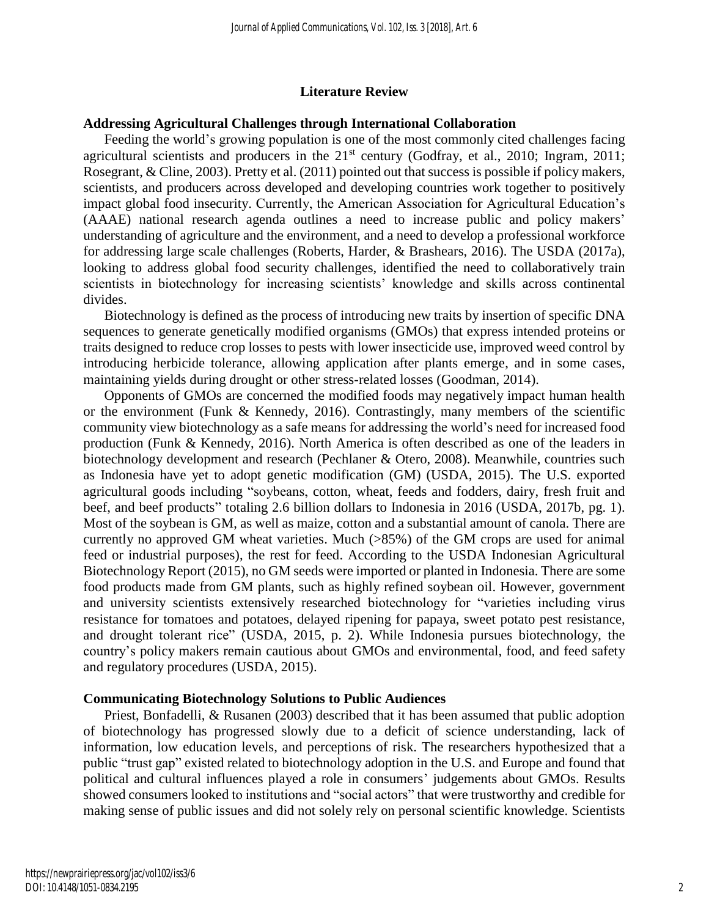## Literature Review

### Addressing Agricultural Challenges through International Collaboration

Feeding the world's growing population is one of the most commonly cited challenges facing agricultural scientists and producers in the 21st century (Godfray, et al., 2010; Ingram, 2011; Rosegrant, & Cline, 2003). Pretty et al. (2011) pointed out that success is possible if policy makers, scientists, and producers across developed and developing countries work together to positively impact global food insecurity. Currently, the American Association for Agricultural Education's (AAAE) national research agenda outlines a need to increase public and policy makers' understanding of agriculture and the environment, and a need to develop a professional workforce for addressing large scale challenges (Roberts, Harder, & Brashears, 2016). The USDA (2017a), looking to address global food security challenges, identified the need to collaboratively train scientists in biotechnology for increasing scientists' knowledge and skills across continental divides.

Biotechnology is defined as the process of introducing new traits by insertion of specific DNA sequences to generate genetically modified organisms (GMOs) that express intended proteins or traits designed to reduce crop losses to pests with lower insecticide use, improved weed control by introducing herbicide tolerance, allowing application after plants emerge, and in some cases, maintaining yields during drought or other stress-related losses (Goodman, 2014).

Opponents of GMOs are concerned the modified foods may negatively impact human health or the environment (Funk & Kennedy, 2016). Contrastingly, many members of the scientific community view biotechnology as a safe means for addressing the world's need for increased food production (Funk & Kennedy, 2016). North America is often described as one of the leaders in biotechnology development and research (Pechlaner & Otero, 2008). Meanwhile, countries such as Indonesia have yet to adopt genetic modification (GM) (USDA, 2015). The U.S. exported agricultural goods including "soybeans, cotton, wheat, feeds and fodders, dairy, fresh fruit and beef, and beef products" totaling 2.6 billion dollars to Indonesia in 2016 (USDA, 2017b, pg. 1). Most of the soybean is GM, as well as maize, cotton and a substantial amount of canola. There are currently no approved GM wheat varieties. Much (>85%) of the GM crops are used for animal feed or industrial purposes), the rest for feed. According to the USDA Indonesian Agricultural Biotechnology Report (2015), no GM seeds were imported or planted in Indonesia. There are some food products made from GM plants, such as highly refined soybean oil. However, government and university scientists extensively researched biotechnology for "varieties including virus resistance for tomatoes and potatoes, delayed ripening for papaya, sweet potato pest resistance, and drought tolerant rice" (USDA, 2015, p. 2). While Indonesia pursues biotechnology, the country's policy makers remain cautious about GMOs and environmental, food, and feed safety and regulatory procedures (USDA, 2015).

### Communicating Biotechnology Solutions to Public Audiences

Priest, Bonfadelli, & Rusanen (2003) described that it has been assumed that public adoption of biotechnology has progressed slowly due to a deficit of science understanding, lack of information, low education levels, and perceptions of risk. The researchers hypothesized that a public "trust gap" existed related to biotechnology adoption in the U.S. and Europe and found that political and cultural influences played a role in consumers' judgements about GMOs. Results showed consumers looked to institutions and "social actors" that were trustworthy and credible for making sense of public issues and did not solely rely on personal scientific knowledge. Scientists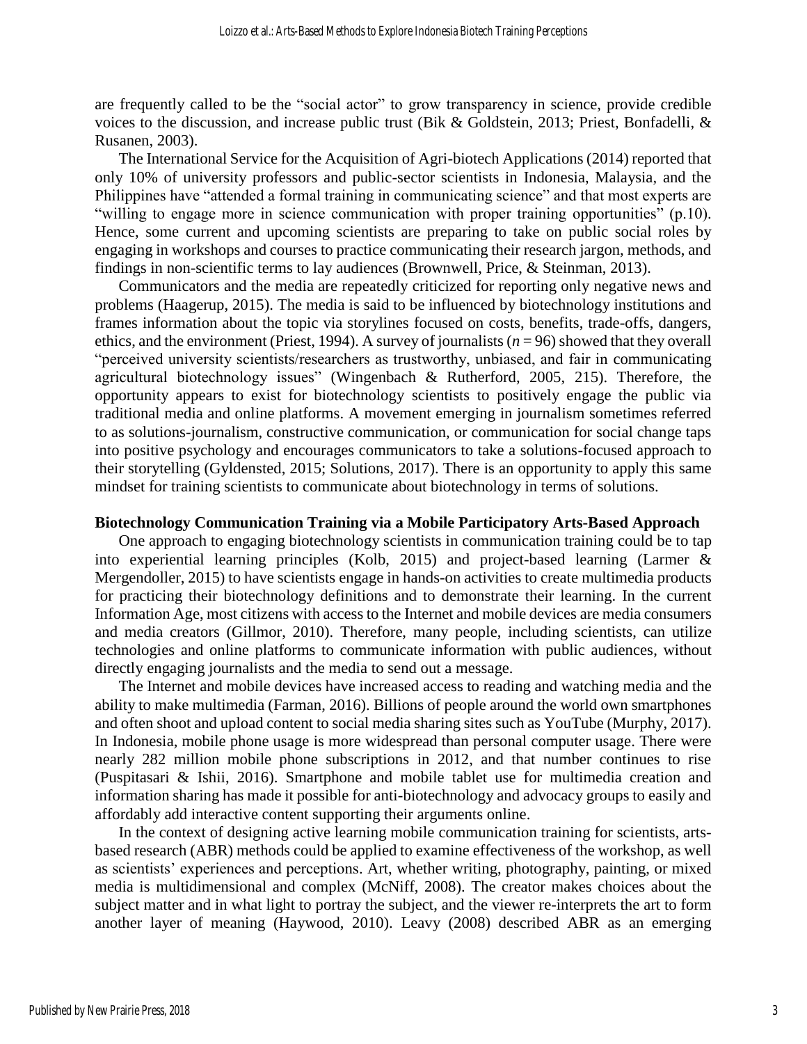are frequently called to be the "social actor" to grow transparency in science, provide credible voices to the discussion, and increase public trust (Bik & Goldstein, 2013; Priest, Bonfadelli, & Rusanen, 2003).

The International Service for the Acquisition of Agri-biotech Applications (2014) reported that only 10% of university professors and public-sector scientists in Indonesia, Malaysia, and the Philippines have "attended a formal training in communicating science" and that most experts are "willing to engage more in science communication with proper training opportunities" (p.10). Hence, some current and upcoming scientists are preparing to take on public social roles by engaging in workshops and courses to practice communicating their research jargon, methods, and findings in non-scientific terms to lay audiences (Brownwell, Price, & Steinman, 2013).

Communicators and the media are repeatedly criticized for reporting only negative news and problems (Haagerup, 2015). The media is said to be influenced by biotechnology institutions and frames information about the topic via storylines focused on costs, benefits, trade-offs, dangers, ethics, and the environment (Priest, 1994). A survey of journalists ($n = 96$) showed that they overall "perceived university scientists/researchers as trustworthy, unbiased, and fair in communicating agricultural biotechnology issues" (Wingenbach & Rutherford, 2005, 215). Therefore, the opportunity appears to exist for biotechnology scientists to positively engage the public via traditional media and online platforms. A movement emerging in journalism sometimes referred to as solutions-journalism, constructive communication, or communication for social change taps into positive psychology and encourages communicators to take a solutions-focused approach to their storytelling (Gyldensted, 2015; Solutions, 2017). There is an opportunity to apply this same mindset for training scientists to communicate about biotechnology in terms of solutions.

### Biotechnology Communication Training via a Mobile Participatory Arts-Based Approach

One approach to engaging biotechnology scientists in communication training could be to tap into experiential learning principles (Kolb, 2015) and project-based learning (Larmer & Mergendoller, 2015) to have scientists engage in hands-on activities to create multimedia products for practicing their biotechnology definitions and to demonstrate their learning. In the current Information Age, most citizens with access to the Internet and mobile devices are media consumers and media creators (Gillmor, 2010). Therefore, many people, including scientists, can utilize technologies and online platforms to communicate information with public audiences, without directly engaging journalists and the media to send out a message.

The Internet and mobile devices have increased access to reading and watching media and the ability to make multimedia (Farman, 2016). Billions of people around the world own smartphones and often shoot and upload content to social media sharing sites such as YouTube (Murphy, 2017). In Indonesia, mobile phone usage is more widespread than personal computer usage. There were nearly 282 million mobile phone subscriptions in 2012, and that number continues to rise (Puspitasari & Ishii, 2016). Smartphone and mobile tablet use for multimedia creation and information sharing has made it possible for anti-biotechnology and advocacy groups to easily and affordably add interactive content supporting their arguments online.

In the context of designing active learning mobile communication training for scientists, arts-based research (ABR) methods could be applied to examine effectiveness of the workshop, as well as scientists' experiences and perceptions. Art, whether writing, photography, painting, or mixed media is multidimensional and complex (McNiff, 2008). The creator makes choices about the subject matter and in what light to portray the subject, and the viewer re-interprets the art to form another layer of meaning (Haywood, 2010). Leavy (2008) described ABR as an emerging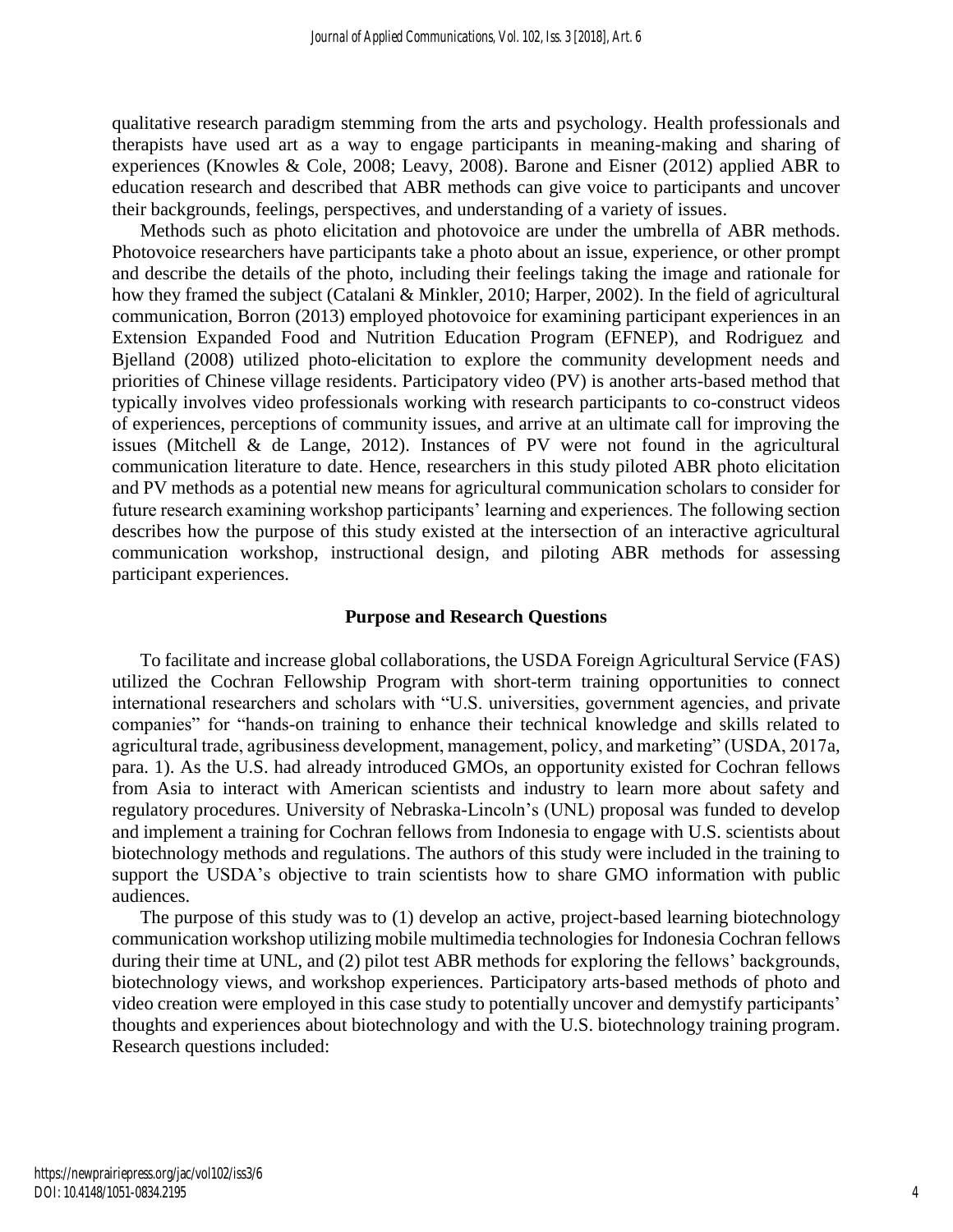qualitative research paradigm stemming from the arts and psychology. Health professionals and therapists have used art as a way to engage participants in meaning-making and sharing of experiences (Knowles & Cole, 2008; Leavy, 2008). Barone and Eisner (2012) applied ABR to education research and described that ABR methods can give voice to participants and uncover their backgrounds, feelings, perspectives, and understanding of a variety of issues.

Methods such as photo elicitation and photovoice are under the umbrella of ABR methods. Photovoice researchers have participants take a photo about an issue, experience, or other prompt and describe the details of the photo, including their feelings taking the image and rationale for how they framed the subject (Catalani & Minkler, 2010; Harper, 2002). In the field of agricultural communication, Borron (2013) employed photovoice for examining participant experiences in an Extension Expanded Food and Nutrition Education Program (EFNEP), and Rodriguez and Bjelland (2008) utilized photo-elicitation to explore the community development needs and priorities of Chinese village residents. Participatory video (PV) is another arts-based method that typically involves video professionals working with research participants to co-construct videos of experiences, perceptions of community issues, and arrive at an ultimate call for improving the issues (Mitchell & de Lange, 2012). Instances of PV were not found in the agricultural communication literature to date. Hence, researchers in this study piloted ABR photo elicitation and PV methods as a potential new means for agricultural communication scholars to consider for future research examining workshop participants' learning and experiences. The following section describes how the purpose of this study existed at the intersection of an interactive agricultural communication workshop, instructional design, and piloting ABR methods for assessing participant experiences.

## Purpose and Research Questions

To facilitate and increase global collaborations, the USDA Foreign Agricultural Service (FAS) utilized the Cochran Fellowship Program with short-term training opportunities to connect international researchers and scholars with "U.S. universities, government agencies, and private companies" for "hands-on training to enhance their technical knowledge and skills related to agricultural trade, agribusiness development, management, policy, and marketing" (USDA, 2017a, para. 1). As the U.S. had already introduced GMOs, an opportunity existed for Cochran fellows from Asia to interact with American scientists and industry to learn more about safety and regulatory procedures. University of Nebraska-Lincoln's (UNL) proposal was funded to develop and implement a training for Cochran fellows from Indonesia to engage with U.S. scientists about biotechnology methods and regulations. The authors of this study were included in the training to support the USDA's objective to train scientists how to share GMO information with public audiences.

The purpose of this study was to (1) develop an active, project-based learning biotechnology communication workshop utilizing mobile multimedia technologies for Indonesia Cochran fellows during their time at UNL, and (2) pilot test ABR methods for exploring the fellows' backgrounds, biotechnology views, and workshop experiences. Participatory arts-based methods of photo and video creation were employed in this case study to potentially uncover and demystify participants' thoughts and experiences about biotechnology and with the U.S. biotechnology training program. Research questions included: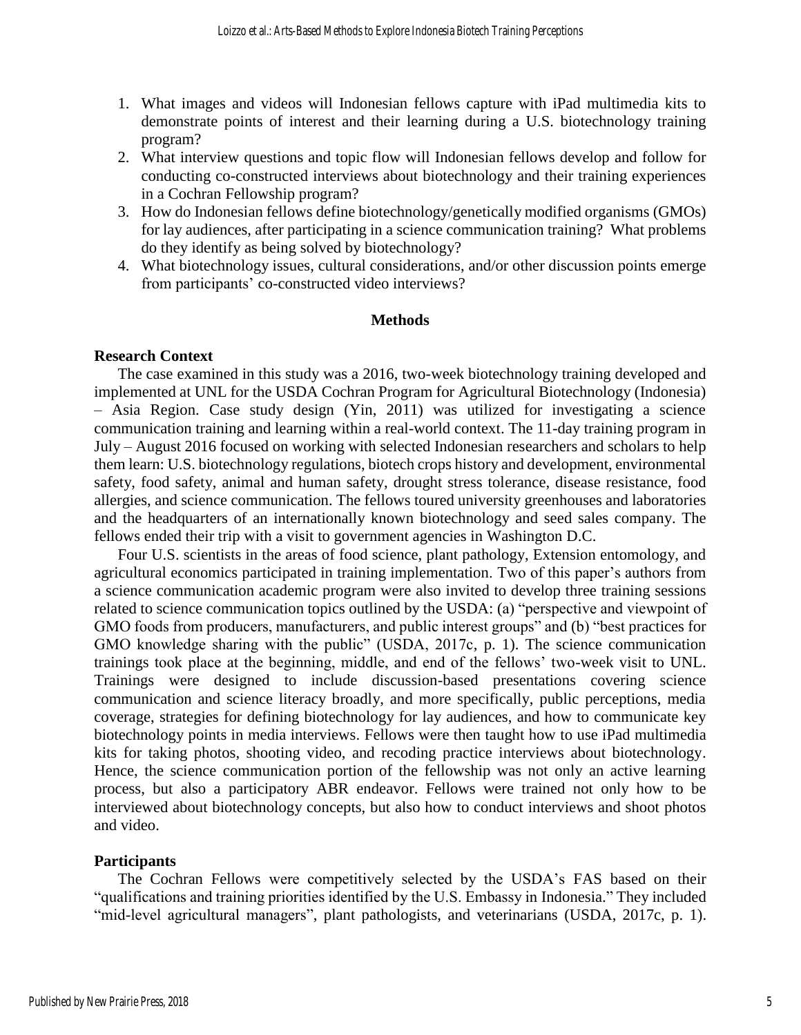1. What images and videos will Indonesian fellows capture with iPad multimedia kits to demonstrate points of interest and their learning during a U.S. biotechnology training program?
2. What interview questions and topic flow will Indonesian fellows develop and follow for conducting co-constructed interviews about biotechnology and their training experiences in a Cochran Fellowship program?
3. How do Indonesian fellows define biotechnology/genetically modified organisms (GMOs) for lay audiences, after participating in a science communication training? What problems do they identify as being solved by biotechnology?
4. What biotechnology issues, cultural considerations, and/or other discussion points emerge from participants' co-constructed video interviews?

## Methods

### Research Context

The case examined in this study was a 2016, two-week biotechnology training developed and implemented at UNL for the USDA Cochran Program for Agricultural Biotechnology (Indonesia) – Asia Region. Case study design (Yin, 2011) was utilized for investigating a science communication training and learning within a real-world context. The 11-day training program in July – August 2016 focused on working with selected Indonesian researchers and scholars to help them learn: U.S. biotechnology regulations, biotech crops history and development, environmental safety, food safety, animal and human safety, drought stress tolerance, disease resistance, food allergies, and science communication. The fellows toured university greenhouses and laboratories and the headquarters of an internationally known biotechnology and seed sales company. The fellows ended their trip with a visit to government agencies in Washington D.C.

Four U.S. scientists in the areas of food science, plant pathology, Extension entomology, and agricultural economics participated in training implementation. Two of this paper's authors from a science communication academic program were also invited to develop three training sessions related to science communication topics outlined by the USDA: (a) "perspective and viewpoint of GMO foods from producers, manufacturers, and public interest groups" and (b) "best practices for GMO knowledge sharing with the public" (USDA, 2017c, p. 1). The science communication trainings took place at the beginning, middle, and end of the fellows' two-week visit to UNL. Trainings were designed to include discussion-based presentations covering science communication and science literacy broadly, and more specifically, public perceptions, media coverage, strategies for defining biotechnology for lay audiences, and how to communicate key biotechnology points in media interviews. Fellows were then taught how to use iPad multimedia kits for taking photos, shooting video, and recoding practice interviews about biotechnology. Hence, the science communication portion of the fellowship was not only an active learning process, but also a participatory ABR endeavor. Fellows were trained not only how to be interviewed about biotechnology concepts, but also how to conduct interviews and shoot photos and video.

### Participants

The Cochran Fellows were competitively selected by the USDA's FAS based on their "qualifications and training priorities identified by the U.S. Embassy in Indonesia." They included "mid-level agricultural managers", plant pathologists, and veterinarians (USDA, 2017c, p. 1).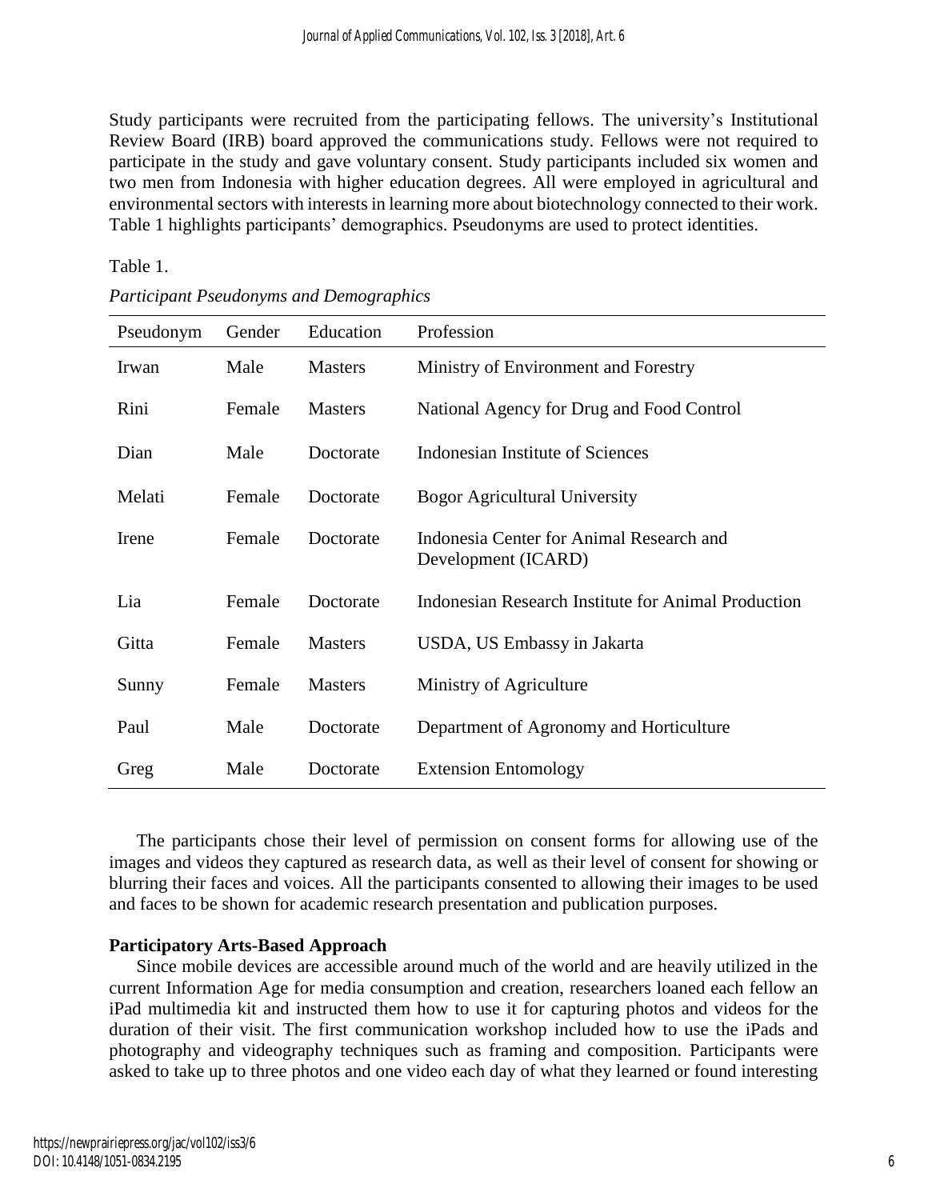Study participants were recruited from the participating fellows. The university's Institutional Review Board (IRB) board approved the communications study. Fellows were not required to participate in the study and gave voluntary consent. Study participants included six women and two men from Indonesia with higher education degrees. All were employed in agricultural and environmental sectors with interests in learning more about biotechnology connected to their work. Table 1 highlights participants' demographics. Pseudonyms are used to protect identities.

Table 1.

*Participant Pseudonyms and Demographics*

| Pseudonym | Gender | Education | Profession |
|---|---|---|---|
| Irwan | Male | Masters | Ministry of Environment and Forestry |
| Rini | Female | Masters | National Agency for Drug and Food Control |
| Dian | Male | Doctorate | Indonesian Institute of Sciences |
| Melati | Female | Doctorate | Bogor Agricultural University |
| Irene | Female | Doctorate | Indonesia Center for Animal Research and Development (ICARD) |
| Lia | Female | Doctorate | Indonesian Research Institute for Animal Production |
| Gitta | Female | Masters | USDA, US Embassy in Jakarta |
| Sunny | Female | Masters | Ministry of Agriculture |
| Paul | Male | Doctorate | Department of Agronomy and Horticulture |
| Greg | Male | Doctorate | Extension Entomology |

The participants chose their level of permission on consent forms for allowing use of the images and videos they captured as research data, as well as their level of consent for showing or blurring their faces and voices. All the participants consented to allowing their images to be used and faces to be shown for academic research presentation and publication purposes.

**Participatory Arts-Based Approach**

Since mobile devices are accessible around much of the world and are heavily utilized in the current Information Age for media consumption and creation, researchers loaned each fellow an iPad multimedia kit and instructed them how to use it for capturing photos and videos for the duration of their visit. The first communication workshop included how to use the iPads and photography and videography techniques such as framing and composition. Participants were asked to take up to three photos and one video each day of what they learned or found interesting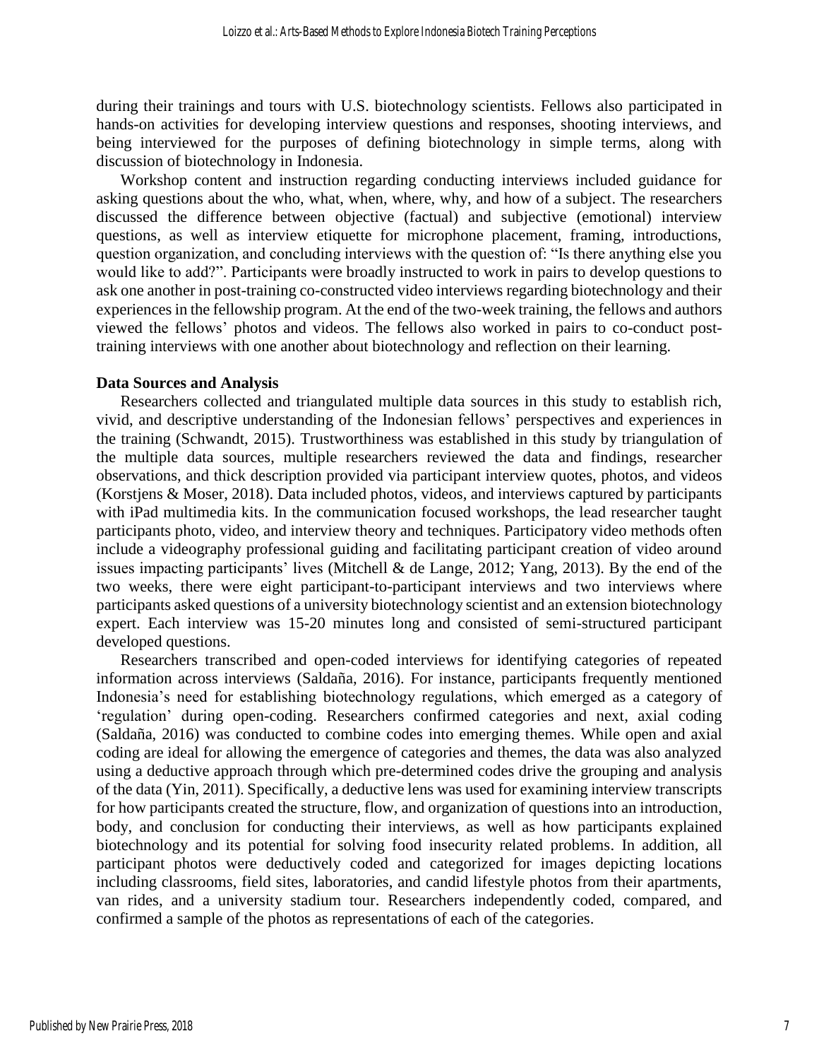during their trainings and tours with U.S. biotechnology scientists. Fellows also participated in hands-on activities for developing interview questions and responses, shooting interviews, and being interviewed for the purposes of defining biotechnology in simple terms, along with discussion of biotechnology in Indonesia.

Workshop content and instruction regarding conducting interviews included guidance for asking questions about the who, what, when, where, why, and how of a subject. The researchers discussed the difference between objective (factual) and subjective (emotional) interview questions, as well as interview etiquette for microphone placement, framing, introductions, question organization, and concluding interviews with the question of: "Is there anything else you would like to add?". Participants were broadly instructed to work in pairs to develop questions to ask one another in post-training co-constructed video interviews regarding biotechnology and their experiences in the fellowship program. At the end of the two-week training, the fellows and authors viewed the fellows' photos and videos. The fellows also worked in pairs to co-conduct post-training interviews with one another about biotechnology and reflection on their learning.

**Data Sources and Analysis**

Researchers collected and triangulated multiple data sources in this study to establish rich, vivid, and descriptive understanding of the Indonesian fellows' perspectives and experiences in the training (Schwandt, 2015). Trustworthiness was established in this study by triangulation of the multiple data sources, multiple researchers reviewed the data and findings, researcher observations, and thick description provided via participant interview quotes, photos, and videos (Korstjens & Moser, 2018). Data included photos, videos, and interviews captured by participants with iPad multimedia kits. In the communication focused workshops, the lead researcher taught participants photo, video, and interview theory and techniques. Participatory video methods often include a videography professional guiding and facilitating participant creation of video around issues impacting participants' lives (Mitchell & de Lange, 2012; Yang, 2013). By the end of the two weeks, there were eight participant-to-participant interviews and two interviews where participants asked questions of a university biotechnology scientist and an extension biotechnology expert. Each interview was 15-20 minutes long and consisted of semi-structured participant developed questions.

Researchers transcribed and open-coded interviews for identifying categories of repeated information across interviews (Saldaña, 2016). For instance, participants frequently mentioned Indonesia's need for establishing biotechnology regulations, which emerged as a category of 'regulation' during open-coding. Researchers confirmed categories and next, axial coding (Saldaña, 2016) was conducted to combine codes into emerging themes. While open and axial coding are ideal for allowing the emergence of categories and themes, the data was also analyzed using a deductive approach through which pre-determined codes drive the grouping and analysis of the data (Yin, 2011). Specifically, a deductive lens was used for examining interview transcripts for how participants created the structure, flow, and organization of questions into an introduction, body, and conclusion for conducting their interviews, as well as how participants explained biotechnology and its potential for solving food insecurity related problems. In addition, all participant photos were deductively coded and categorized for images depicting locations including classrooms, field sites, laboratories, and candid lifestyle photos from their apartments, van rides, and a university stadium tour. Researchers independently coded, compared, and confirmed a sample of the photos as representations of each of the categories.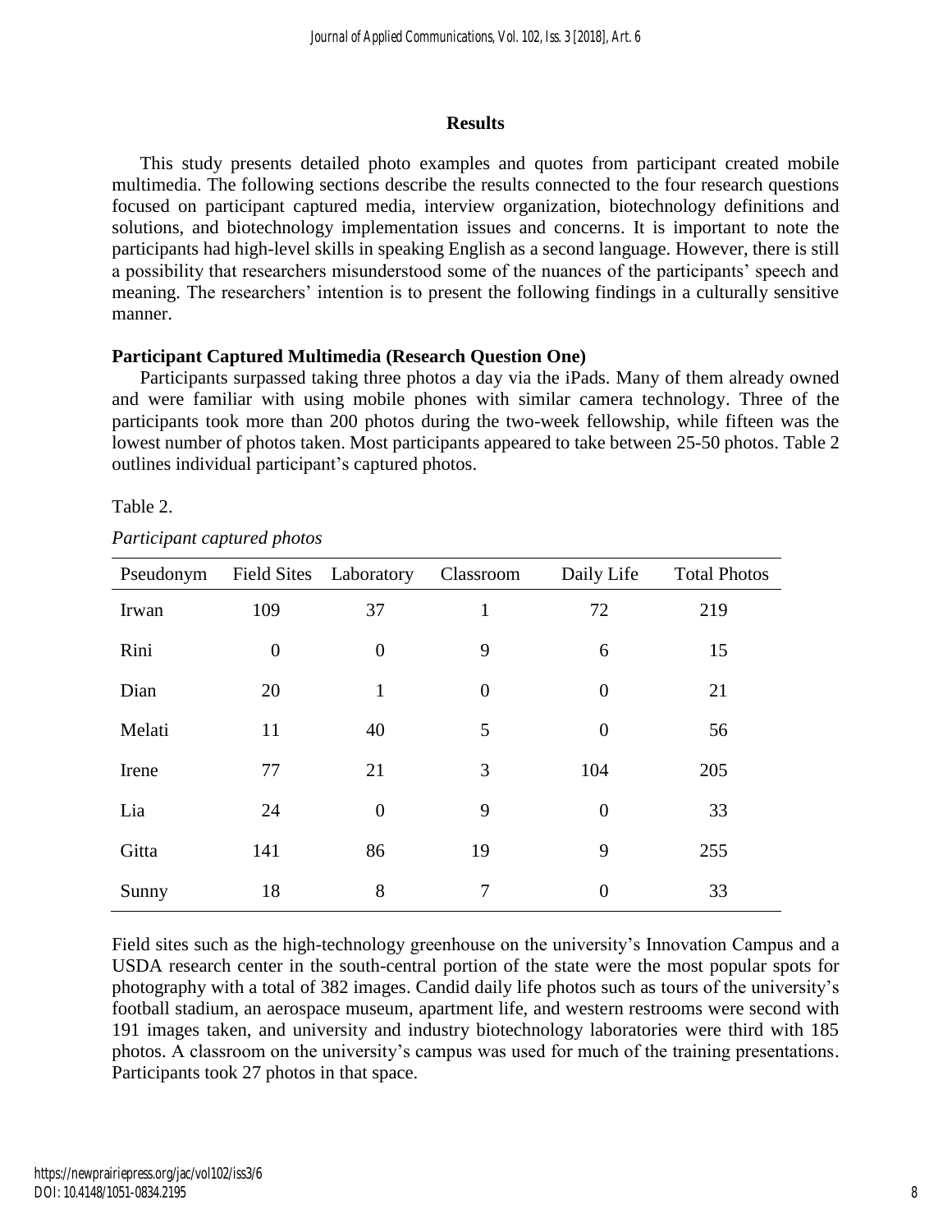## Results

This study presents detailed photo examples and quotes from participant created mobile multimedia. The following sections describe the results connected to the four research questions focused on participant captured media, interview organization, biotechnology definitions and solutions, and biotechnology implementation issues and concerns. It is important to note the participants had high-level skills in speaking English as a second language. However, there is still a possibility that researchers misunderstood some of the nuances of the participants' speech and meaning. The researchers' intention is to present the following findings in a culturally sensitive manner.

### Participant Captured Multimedia (Research Question One)

Participants surpassed taking three photos a day via the iPads. Many of them already owned and were familiar with using mobile phones with similar camera technology. Three of the participants took more than 200 photos during the two-week fellowship, while fifteen was the lowest number of photos taken. Most participants appeared to take between 25-50 photos. Table 2 outlines individual participant's captured photos.

Table 2.

*Participant captured photos*

| Pseudonym | Field Sites | Laboratory | Classroom | Daily Life | Total Photos |
|---|---|---|---|---|---|
| Irwan | 109 | 37 | 1 | 72 | 219 |
| Rini | 0 | 0 | 9 | 6 | 15 |
| Dian | 20 | 1 | 0 | 0 | 21 |
| Melati | 11 | 40 | 5 | 0 | 56 |
| Irene | 77 | 21 | 3 | 104 | 205 |
| Lia | 24 | 0 | 9 | 0 | 33 |
| Gitta | 141 | 86 | 19 | 9 | 255 |
| Sunny | 18 | 8 | 7 | 0 | 33 |

Field sites such as the high-technology greenhouse on the university's Innovation Campus and a USDA research center in the south-central portion of the state were the most popular spots for photography with a total of 382 images. Candid daily life photos such as tours of the university's football stadium, an aerospace museum, apartment life, and western restrooms were second with 191 images taken, and university and industry biotechnology laboratories were third with 185 photos. A classroom on the university's campus was used for much of the training presentations. Participants took 27 photos in that space.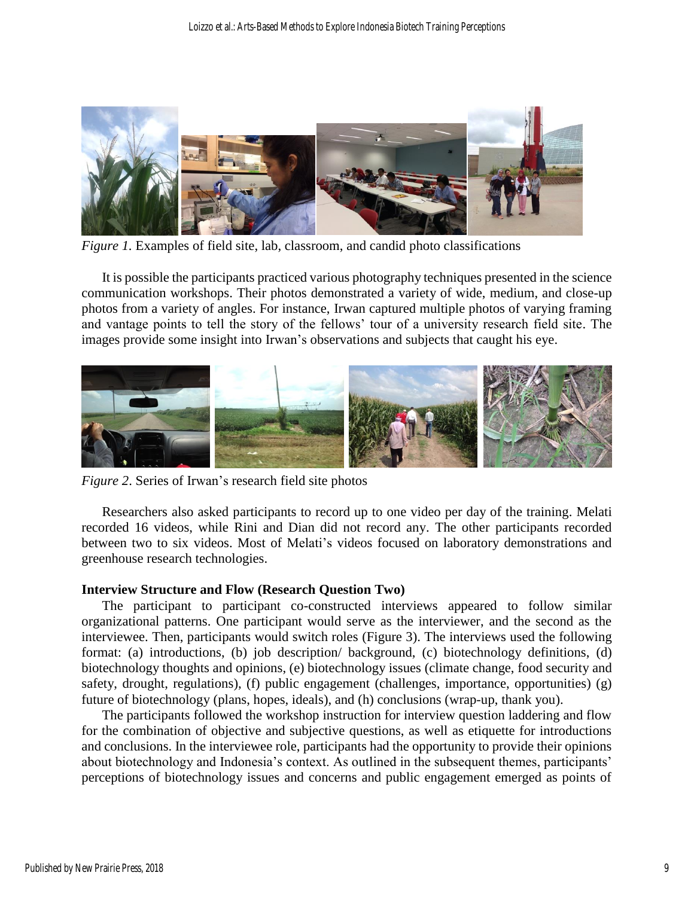*Figure 1.* Examples of field site, lab, classroom, and candid photo classifications

It is possible the participants practiced various photography techniques presented in the science communication workshops. Their photos demonstrated a variety of wide, medium, and close-up photos from a variety of angles. For instance, Irwan captured multiple photos of varying framing and vantage points to tell the story of the fellows' tour of a university research field site. The images provide some insight into Irwan's observations and subjects that caught his eye.

*Figure 2*. Series of Irwan's research field site photos

Researchers also asked participants to record up to one video per day of the training. Melati recorded 16 videos, while Rini and Dian did not record any. The other participants recorded between two to six videos. Most of Melati's videos focused on laboratory demonstrations and greenhouse research technologies.

**Interview Structure and Flow (Research Question Two)**

The participant to participant co-constructed interviews appeared to follow similar organizational patterns. One participant would serve as the interviewer, and the second as the interviewee. Then, participants would switch roles (Figure 3). The interviews used the following format: (a) introductions, (b) job description/ background, (c) biotechnology definitions, (d) biotechnology thoughts and opinions, (e) biotechnology issues (climate change, food security and safety, drought, regulations), (f) public engagement (challenges, importance, opportunities) (g) future of biotechnology (plans, hopes, ideals), and (h) conclusions (wrap-up, thank you).

The participants followed the workshop instruction for interview question laddering and flow for the combination of objective and subjective questions, as well as etiquette for introductions and conclusions. In the interviewee role, participants had the opportunity to provide their opinions about biotechnology and Indonesia's context. As outlined in the subsequent themes, participants' perceptions of biotechnology issues and concerns and public engagement emerged as points of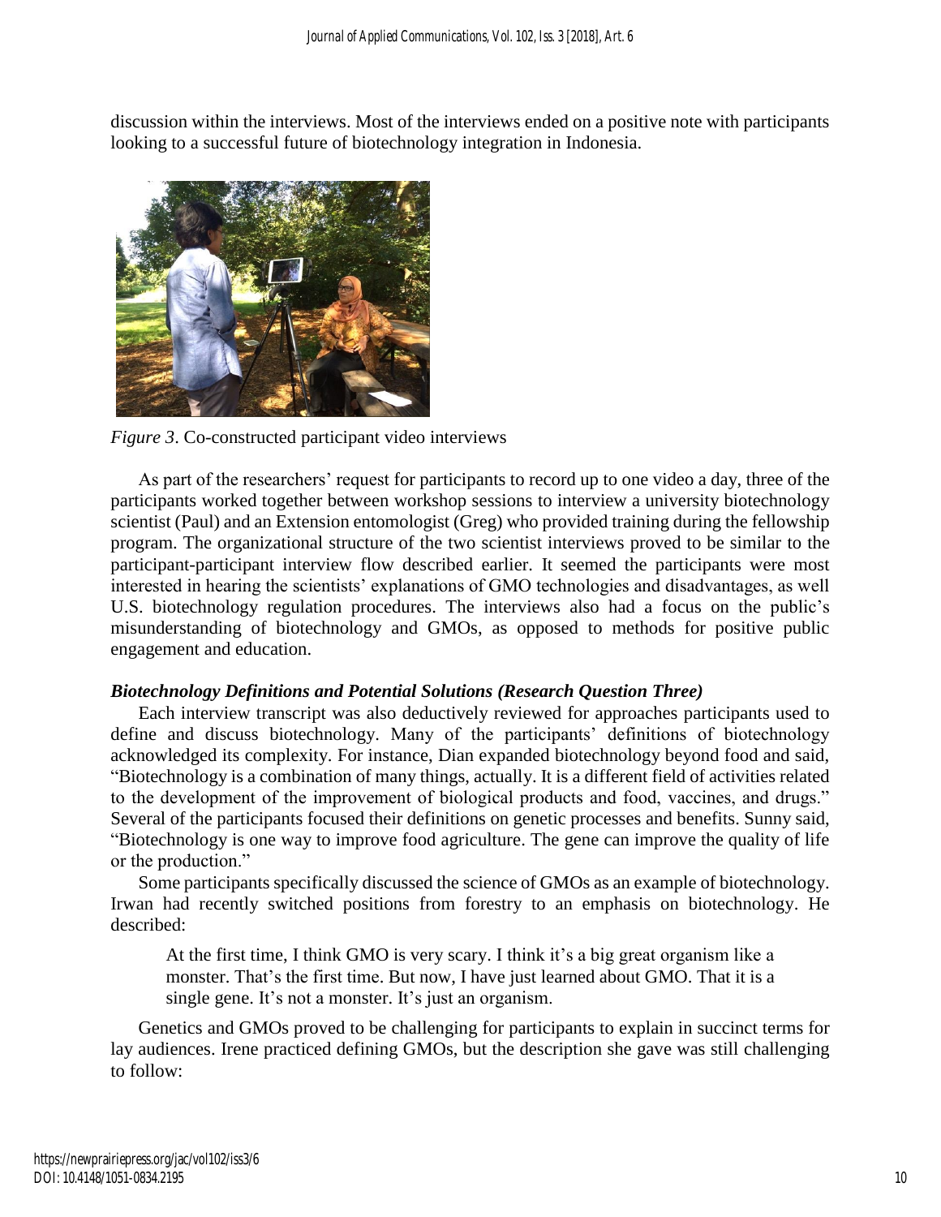discussion within the interviews. Most of the interviews ended on a positive note with participants looking to a successful future of biotechnology integration in Indonesia.

*Figure 3*. Co-constructed participant video interviews

As part of the researchers' request for participants to record up to one video a day, three of the participants worked together between workshop sessions to interview a university biotechnology scientist (Paul) and an Extension entomologist (Greg) who provided training during the fellowship program. The organizational structure of the two scientist interviews proved to be similar to the participant-participant interview flow described earlier. It seemed the participants were most interested in hearing the scientists' explanations of GMO technologies and disadvantages, as well U.S. biotechnology regulation procedures. The interviews also had a focus on the public's misunderstanding of biotechnology and GMOs, as opposed to methods for positive public engagement and education.

### *Biotechnology Definitions and Potential Solutions (Research Question Three)*

Each interview transcript was also deductively reviewed for approaches participants used to define and discuss biotechnology. Many of the participants' definitions of biotechnology acknowledged its complexity. For instance, Dian expanded biotechnology beyond food and said, "Biotechnology is a combination of many things, actually. It is a different field of activities related to the development of the improvement of biological products and food, vaccines, and drugs." Several of the participants focused their definitions on genetic processes and benefits. Sunny said, "Biotechnology is one way to improve food agriculture. The gene can improve the quality of life or the production."

Some participants specifically discussed the science of GMOs as an example of biotechnology. Irwan had recently switched positions from forestry to an emphasis on biotechnology. He described:

> At the first time, I think GMO is very scary. I think it's a big great organism like a monster. That's the first time. But now, I have just learned about GMO. That it is a single gene. It's not a monster. It's just an organism.

Genetics and GMOs proved to be challenging for participants to explain in succinct terms for lay audiences. Irene practiced defining GMOs, but the description she gave was still challenging to follow: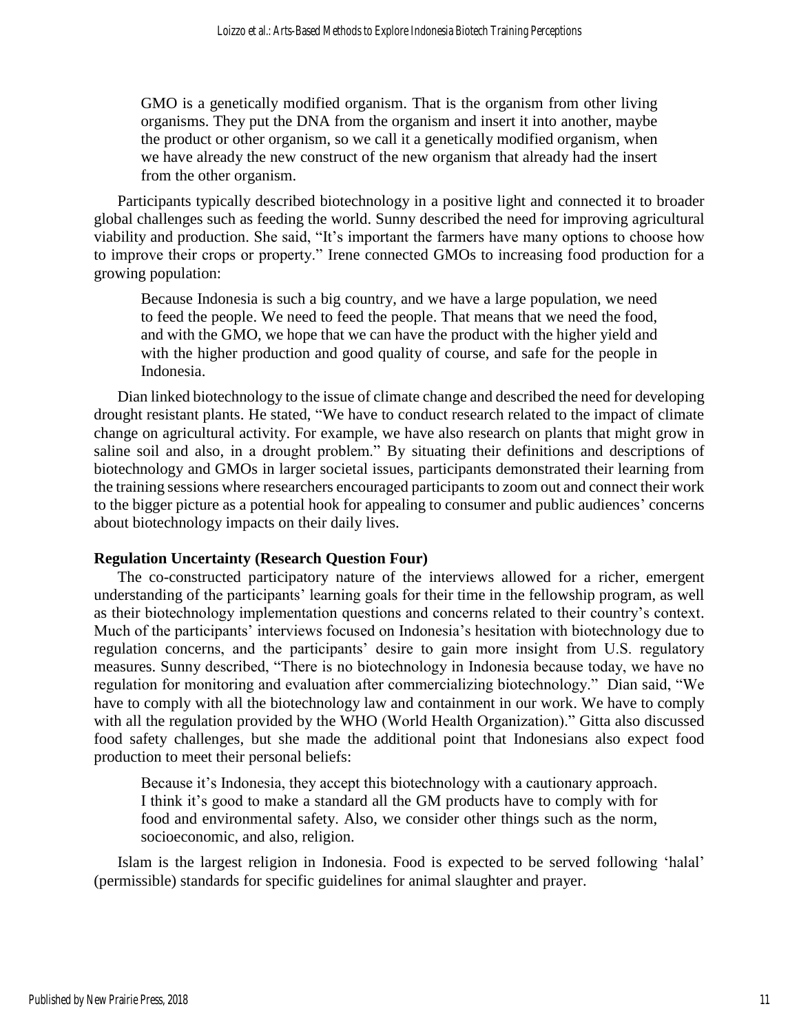> GMO is a genetically modified organism. That is the organism from other living organisms. They put the DNA from the organism and insert it into another, maybe the product or other organism, so we call it a genetically modified organism, when we have already the new construct of the new organism that already had the insert from the other organism.

Participants typically described biotechnology in a positive light and connected it to broader global challenges such as feeding the world. Sunny described the need for improving agricultural viability and production. She said, "It's important the farmers have many options to choose how to improve their crops or property." Irene connected GMOs to increasing food production for a growing population:

> Because Indonesia is such a big country, and we have a large population, we need to feed the people. We need to feed the people. That means that we need the food, and with the GMO, we hope that we can have the product with the higher yield and with the higher production and good quality of course, and safe for the people in Indonesia.

Dian linked biotechnology to the issue of climate change and described the need for developing drought resistant plants. He stated, "We have to conduct research related to the impact of climate change on agricultural activity. For example, we have also research on plants that might grow in saline soil and also, in a drought problem." By situating their definitions and descriptions of biotechnology and GMOs in larger societal issues, participants demonstrated their learning from the training sessions where researchers encouraged participants to zoom out and connect their work to the bigger picture as a potential hook for appealing to consumer and public audiences' concerns about biotechnology impacts on their daily lives.

**Regulation Uncertainty (Research Question Four)**

The co-constructed participatory nature of the interviews allowed for a richer, emergent understanding of the participants' learning goals for their time in the fellowship program, as well as their biotechnology implementation questions and concerns related to their country's context. Much of the participants' interviews focused on Indonesia's hesitation with biotechnology due to regulation concerns, and the participants' desire to gain more insight from U.S. regulatory measures. Sunny described, "There is no biotechnology in Indonesia because today, we have no regulation for monitoring and evaluation after commercializing biotechnology." Dian said, "We have to comply with all the biotechnology law and containment in our work. We have to comply with all the regulation provided by the WHO (World Health Organization)." Gitta also discussed food safety challenges, but she made the additional point that Indonesians also expect food production to meet their personal beliefs:

> Because it's Indonesia, they accept this biotechnology with a cautionary approach. I think it's good to make a standard all the GM products have to comply with for food and environmental safety. Also, we consider other things such as the norm, socioeconomic, and also, religion.

Islam is the largest religion in Indonesia. Food is expected to be served following 'halal' (permissible) standards for specific guidelines for animal slaughter and prayer.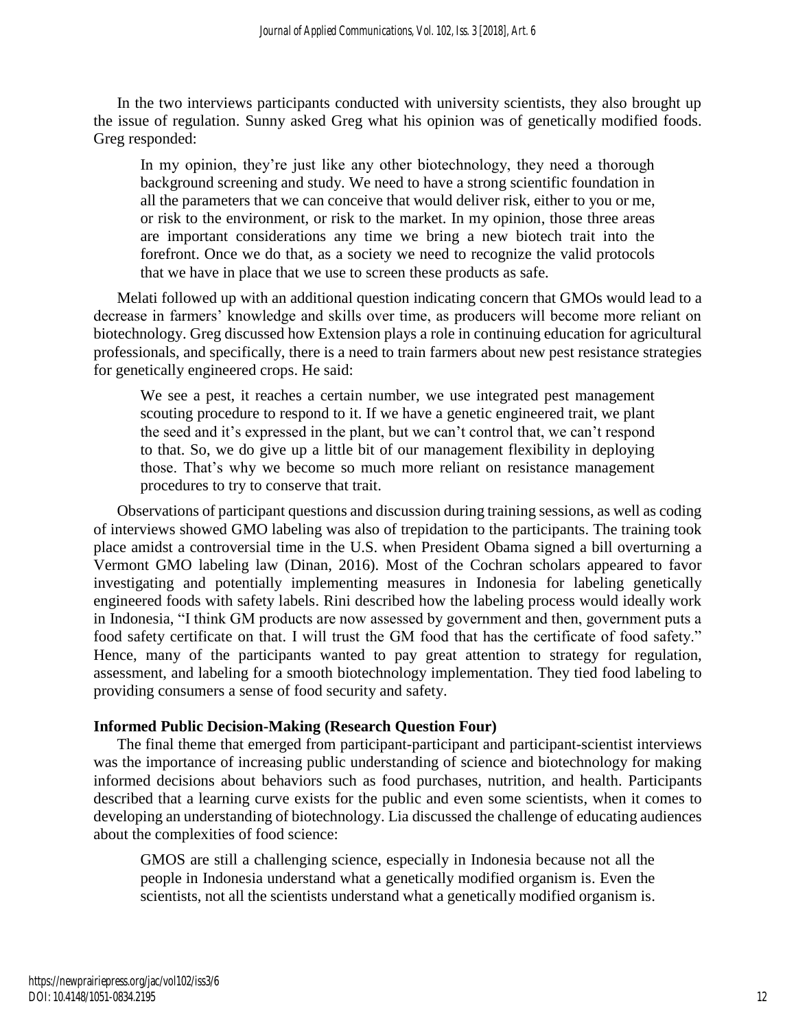In the two interviews participants conducted with university scientists, they also brought up the issue of regulation. Sunny asked Greg what his opinion was of genetically modified foods. Greg responded:

> In my opinion, they're just like any other biotechnology, they need a thorough background screening and study. We need to have a strong scientific foundation in all the parameters that we can conceive that would deliver risk, either to you or me, or risk to the environment, or risk to the market. In my opinion, those three areas are important considerations any time we bring a new biotech trait into the forefront. Once we do that, as a society we need to recognize the valid protocols that we have in place that we use to screen these products as safe.

Melati followed up with an additional question indicating concern that GMOs would lead to a decrease in farmers' knowledge and skills over time, as producers will become more reliant on biotechnology. Greg discussed how Extension plays a role in continuing education for agricultural professionals, and specifically, there is a need to train farmers about new pest resistance strategies for genetically engineered crops. He said:

> We see a pest, it reaches a certain number, we use integrated pest management scouting procedure to respond to it. If we have a genetic engineered trait, we plant the seed and it's expressed in the plant, but we can't control that, we can't respond to that. So, we do give up a little bit of our management flexibility in deploying those. That's why we become so much more reliant on resistance management procedures to try to conserve that trait.

Observations of participant questions and discussion during training sessions, as well as coding of interviews showed GMO labeling was also of trepidation to the participants. The training took place amidst a controversial time in the U.S. when President Obama signed a bill overturning a Vermont GMO labeling law (Dinan, 2016). Most of the Cochran scholars appeared to favor investigating and potentially implementing measures in Indonesia for labeling genetically engineered foods with safety labels. Rini described how the labeling process would ideally work in Indonesia, "I think GM products are now assessed by government and then, government puts a food safety certificate on that. I will trust the GM food that has the certificate of food safety." Hence, many of the participants wanted to pay great attention to strategy for regulation, assessment, and labeling for a smooth biotechnology implementation. They tied food labeling to providing consumers a sense of food security and safety.

### Informed Public Decision-Making (Research Question Four)

The final theme that emerged from participant-participant and participant-scientist interviews was the importance of increasing public understanding of science and biotechnology for making informed decisions about behaviors such as food purchases, nutrition, and health. Participants described that a learning curve exists for the public and even some scientists, when it comes to developing an understanding of biotechnology. Lia discussed the challenge of educating audiences about the complexities of food science:

> GMOS are still a challenging science, especially in Indonesia because not all the people in Indonesia understand what a genetically modified organism is. Even the scientists, not all the scientists understand what a genetically modified organism is.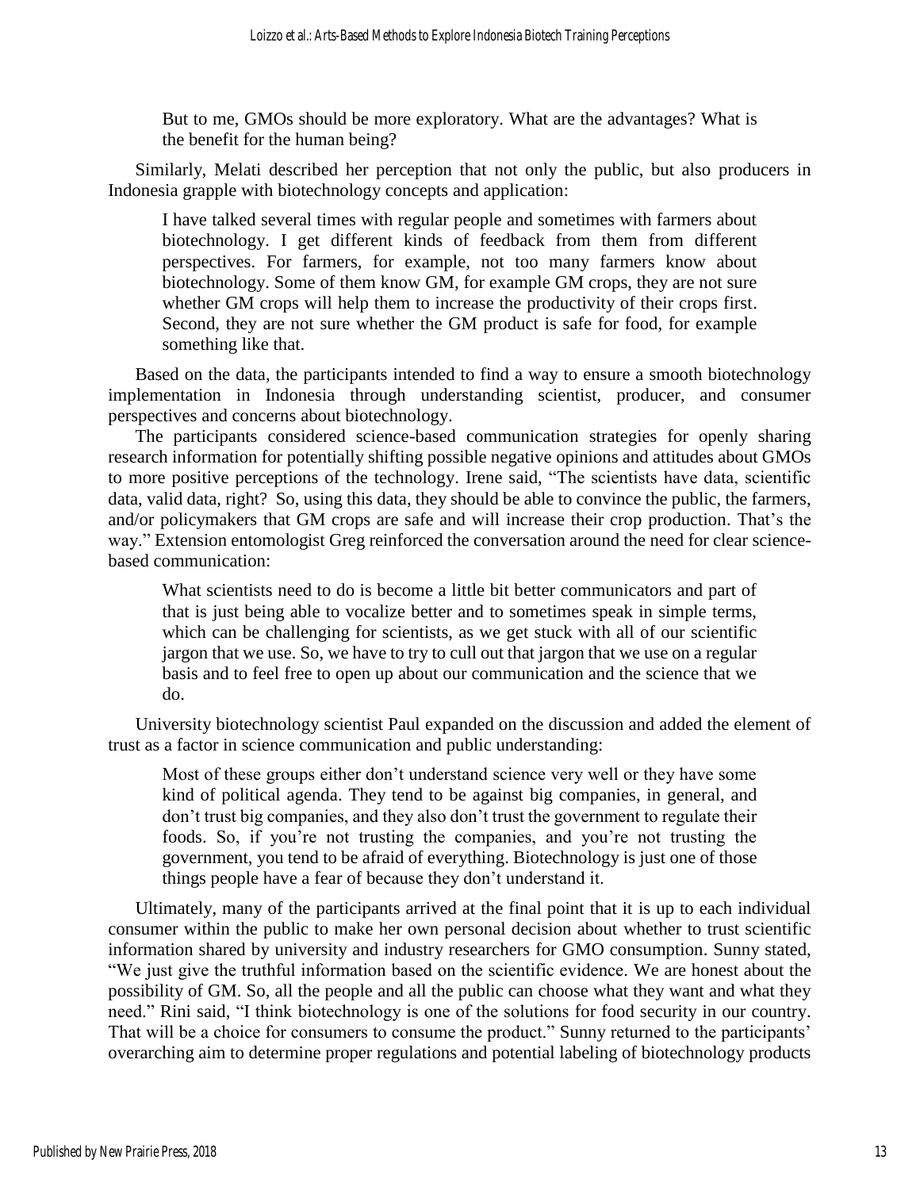> But to me, GMOs should be more exploratory. What are the advantages? What is the benefit for the human being?

Similarly, Melati described her perception that not only the public, but also producers in Indonesia grapple with biotechnology concepts and application:

> I have talked several times with regular people and sometimes with farmers about biotechnology. I get different kinds of feedback from them from different perspectives. For farmers, for example, not too many farmers know about biotechnology. Some of them know GM, for example GM crops, they are not sure whether GM crops will help them to increase the productivity of their crops first. Second, they are not sure whether the GM product is safe for food, for example something like that.

Based on the data, the participants intended to find a way to ensure a smooth biotechnology implementation in Indonesia through understanding scientist, producer, and consumer perspectives and concerns about biotechnology.

The participants considered science-based communication strategies for openly sharing research information for potentially shifting possible negative opinions and attitudes about GMOs to more positive perceptions of the technology. Irene said, "The scientists have data, scientific data, valid data, right? So, using this data, they should be able to convince the public, the farmers, and/or policymakers that GM crops are safe and will increase their crop production. That's the way." Extension entomologist Greg reinforced the conversation around the need for clear science-based communication:

> What scientists need to do is become a little bit better communicators and part of that is just being able to vocalize better and to sometimes speak in simple terms, which can be challenging for scientists, as we get stuck with all of our scientific jargon that we use. So, we have to try to cull out that jargon that we use on a regular basis and to feel free to open up about our communication and the science that we do.

University biotechnology scientist Paul expanded on the discussion and added the element of trust as a factor in science communication and public understanding:

> Most of these groups either don't understand science very well or they have some kind of political agenda. They tend to be against big companies, in general, and don't trust big companies, and they also don't trust the government to regulate their foods. So, if you're not trusting the companies, and you're not trusting the government, you tend to be afraid of everything. Biotechnology is just one of those things people have a fear of because they don't understand it.

Ultimately, many of the participants arrived at the final point that it is up to each individual consumer within the public to make her own personal decision about whether to trust scientific information shared by university and industry researchers for GMO consumption. Sunny stated, "We just give the truthful information based on the scientific evidence. We are honest about the possibility of GM. So, all the people and all the public can choose what they want and what they need." Rini said, "I think biotechnology is one of the solutions for food security in our country. That will be a choice for consumers to consume the product." Sunny returned to the participants' overarching aim to determine proper regulations and potential labeling of biotechnology products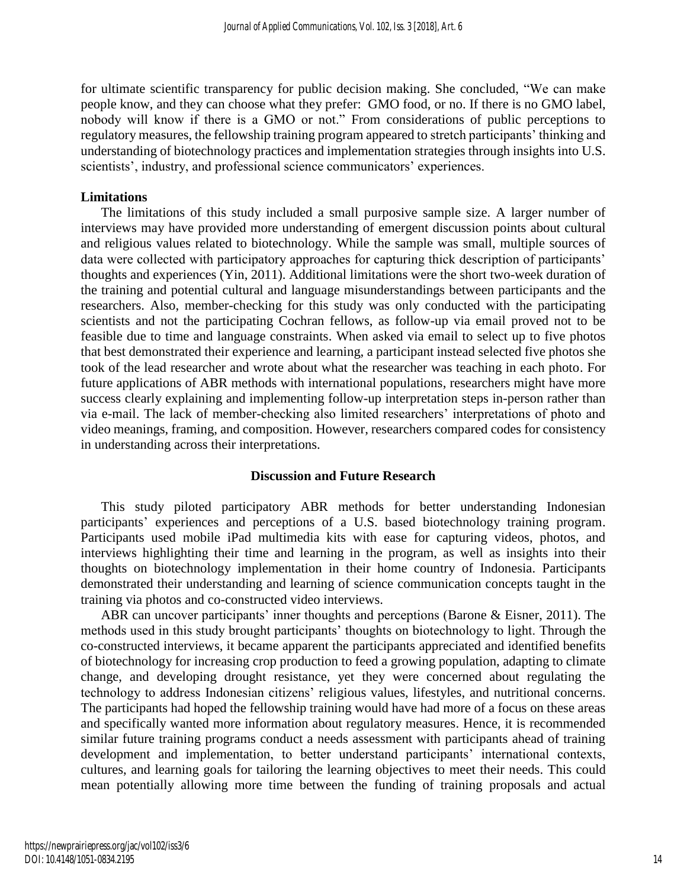for ultimate scientific transparency for public decision making. She concluded, "We can make people know, and they can choose what they prefer: GMO food, or no. If there is no GMO label, nobody will know if there is a GMO or not." From considerations of public perceptions to regulatory measures, the fellowship training program appeared to stretch participants' thinking and understanding of biotechnology practices and implementation strategies through insights into U.S. scientists', industry, and professional science communicators' experiences.

### Limitations

The limitations of this study included a small purposive sample size. A larger number of interviews may have provided more understanding of emergent discussion points about cultural and religious values related to biotechnology. While the sample was small, multiple sources of data were collected with participatory approaches for capturing thick description of participants' thoughts and experiences (Yin, 2011). Additional limitations were the short two-week duration of the training and potential cultural and language misunderstandings between participants and the researchers. Also, member-checking for this study was only conducted with the participating scientists and not the participating Cochran fellows, as follow-up via email proved not to be feasible due to time and language constraints. When asked via email to select up to five photos that best demonstrated their experience and learning, a participant instead selected five photos she took of the lead researcher and wrote about what the researcher was teaching in each photo. For future applications of ABR methods with international populations, researchers might have more success clearly explaining and implementing follow-up interpretation steps in-person rather than via e-mail. The lack of member-checking also limited researchers' interpretations of photo and video meanings, framing, and composition. However, researchers compared codes for consistency in understanding across their interpretations.

## Discussion and Future Research

This study piloted participatory ABR methods for better understanding Indonesian participants' experiences and perceptions of a U.S. based biotechnology training program. Participants used mobile iPad multimedia kits with ease for capturing videos, photos, and interviews highlighting their time and learning in the program, as well as insights into their thoughts on biotechnology implementation in their home country of Indonesia. Participants demonstrated their understanding and learning of science communication concepts taught in the training via photos and co-constructed video interviews.

ABR can uncover participants' inner thoughts and perceptions (Barone & Eisner, 2011). The methods used in this study brought participants' thoughts on biotechnology to light. Through the co-constructed interviews, it became apparent the participants appreciated and identified benefits of biotechnology for increasing crop production to feed a growing population, adapting to climate change, and developing drought resistance, yet they were concerned about regulating the technology to address Indonesian citizens' religious values, lifestyles, and nutritional concerns. The participants had hoped the fellowship training would have had more of a focus on these areas and specifically wanted more information about regulatory measures. Hence, it is recommended similar future training programs conduct a needs assessment with participants ahead of training development and implementation, to better understand participants' international contexts, cultures, and learning goals for tailoring the learning objectives to meet their needs. This could mean potentially allowing more time between the funding of training proposals and actual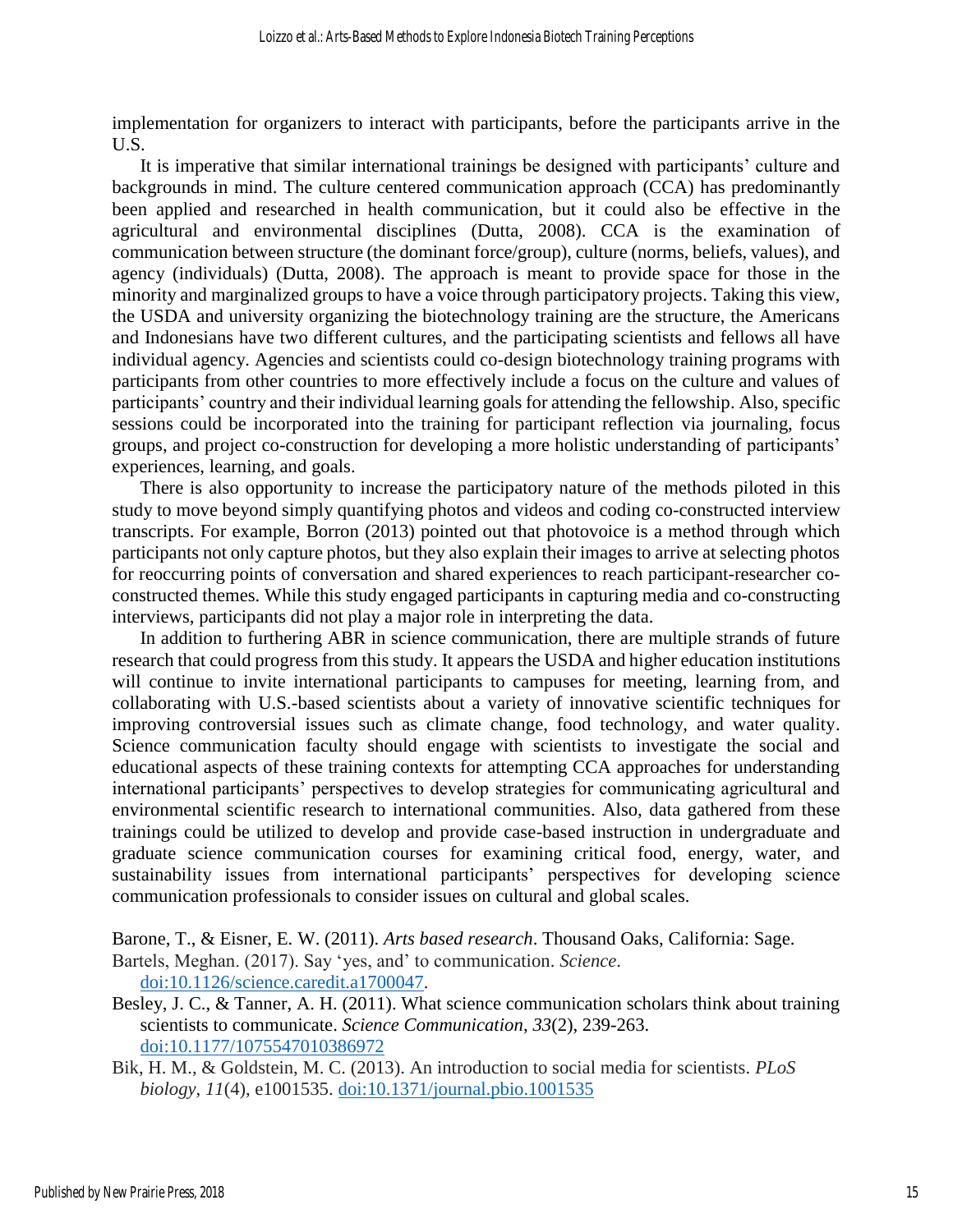implementation for organizers to interact with participants, before the participants arrive in the U.S.

It is imperative that similar international trainings be designed with participants' culture and backgrounds in mind. The culture centered communication approach (CCA) has predominantly been applied and researched in health communication, but it could also be effective in the agricultural and environmental disciplines (Dutta, 2008). CCA is the examination of communication between structure (the dominant force/group), culture (norms, beliefs, values), and agency (individuals) (Dutta, 2008). The approach is meant to provide space for those in the minority and marginalized groups to have a voice through participatory projects. Taking this view, the USDA and university organizing the biotechnology training are the structure, the Americans and Indonesians have two different cultures, and the participating scientists and fellows all have individual agency. Agencies and scientists could co-design biotechnology training programs with participants from other countries to more effectively include a focus on the culture and values of participants' country and their individual learning goals for attending the fellowship. Also, specific sessions could be incorporated into the training for participant reflection via journaling, focus groups, and project co-construction for developing a more holistic understanding of participants' experiences, learning, and goals.

There is also opportunity to increase the participatory nature of the methods piloted in this study to move beyond simply quantifying photos and videos and coding co-constructed interview transcripts. For example, Borron (2013) pointed out that photovoice is a method through which participants not only capture photos, but they also explain their images to arrive at selecting photos for reoccurring points of conversation and shared experiences to reach participant-researcher co-constructed themes. While this study engaged participants in capturing media and co-constructing interviews, participants did not play a major role in interpreting the data.

In addition to furthering ABR in science communication, there are multiple strands of future research that could progress from this study. It appears the USDA and higher education institutions will continue to invite international participants to campuses for meeting, learning from, and collaborating with U.S.-based scientists about a variety of innovative scientific techniques for improving controversial issues such as climate change, food technology, and water quality. Science communication faculty should engage with scientists to investigate the social and educational aspects of these training contexts for attempting CCA approaches for understanding international participants' perspectives to develop strategies for communicating agricultural and environmental scientific research to international communities. Also, data gathered from these trainings could be utilized to develop and provide case-based instruction in undergraduate and graduate science communication courses for examining critical food, energy, water, and sustainability issues from international participants' perspectives for developing science communication professionals to consider issues on cultural and global scales.

Barone, T., & Eisner, E. W. (2011). *Arts based research*. Thousand Oaks, California: Sage.

Bartels, Meghan. (2017). Say 'yes, and' to communication. *Science*. doi:10.1126/science.caredit.a1700047.

Besley, J. C., & Tanner, A. H. (2011). What science communication scholars think about training scientists to communicate. *Science Communication*, *33*(2), 239-263. doi:10.1177/1075547010386972

Bik, H. M., & Goldstein, M. C. (2013). An introduction to social media for scientists. *PLoS biology*, *11*(4), e1001535. doi:10.1371/journal.pbio.1001535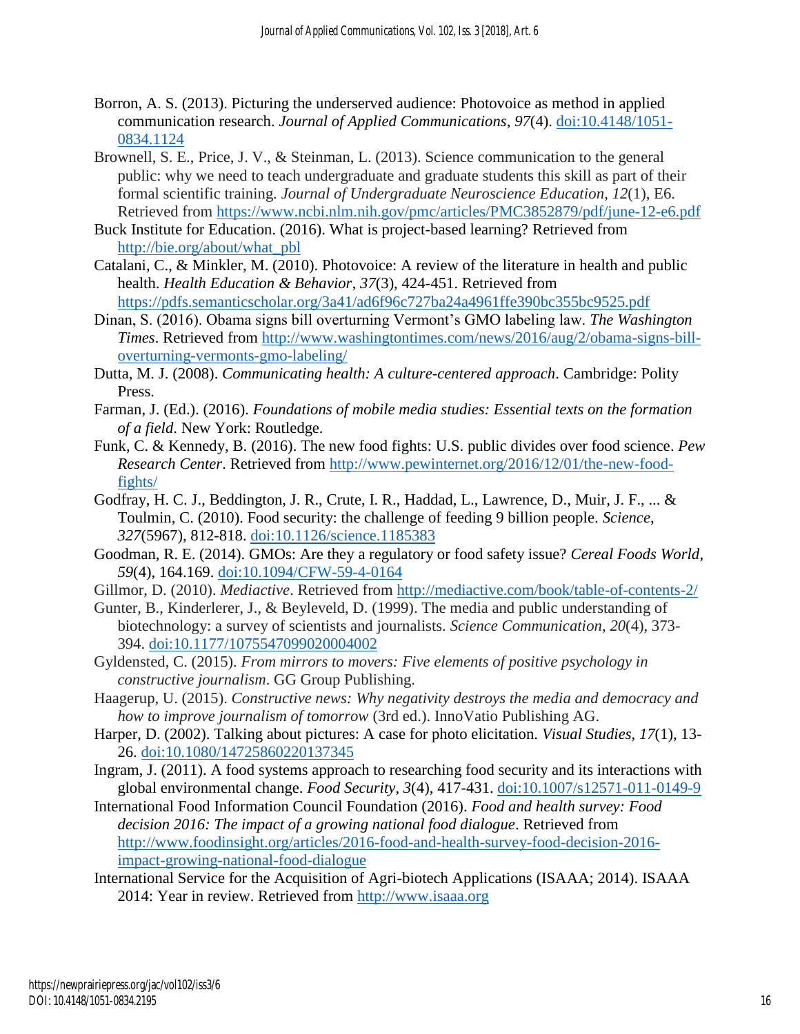Borron, A. S. (2013). Picturing the underserved audience: Photovoice as method in applied communication research. *Journal of Applied Communications*, *97*(4). doi:10.4148/1051-0834.1124

Brownell, S. E., Price, J. V., & Steinman, L. (2013). Science communication to the general public: why we need to teach undergraduate and graduate students this skill as part of their formal scientific training. *Journal of Undergraduate Neuroscience Education*, *12*(1), E6. Retrieved from https://www.ncbi.nlm.nih.gov/pmc/articles/PMC3852879/pdf/june-12-e6.pdf

Buck Institute for Education. (2016). What is project-based learning? Retrieved from http://bie.org/about/what_pbl

Catalani, C., & Minkler, M. (2010). Photovoice: A review of the literature in health and public health. *Health Education & Behavior*, *37*(3), 424-451. Retrieved from https://pdfs.semanticscholar.org/3a41/ad6f96c727ba24a4961ffe390bc355bc9525.pdf

Dinan, S. (2016). Obama signs bill overturning Vermont's GMO labeling law. *The Washington Times*. Retrieved from http://www.washingtontimes.com/news/2016/aug/2/obama-signs-bill-overturning-vermonts-gmo-labeling/

Dutta, M. J. (2008). *Communicating health: A culture-centered approach*. Cambridge: Polity Press.

Farman, J. (Ed.). (2016). *Foundations of mobile media studies: Essential texts on the formation of a field*. New York: Routledge.

Funk, C. & Kennedy, B. (2016). The new food fights: U.S. public divides over food science. *Pew Research Center*. Retrieved from http://www.pewinternet.org/2016/12/01/the-new-food-fights/

Godfray, H. C. J., Beddington, J. R., Crute, I. R., Haddad, L., Lawrence, D., Muir, J. F., ... & Toulmin, C. (2010). Food security: the challenge of feeding 9 billion people. *Science*, *327*(5967), 812-818. doi:10.1126/science.1185383

Goodman, R. E. (2014). GMOs: Are they a regulatory or food safety issue? *Cereal Foods World*, *59*(4), 164.169. doi:10.1094/CFW-59-4-0164

Gillmor, D. (2010). *Mediactive*. Retrieved from http://mediactive.com/book/table-of-contents-2/

Gunter, B., Kinderlerer, J., & Beyleveld, D. (1999). The media and public understanding of biotechnology: a survey of scientists and journalists. *Science Communication*, *20*(4), 373-394. doi:10.1177/1075547099020004002

Gyldensted, C. (2015). *From mirrors to movers: Five elements of positive psychology in constructive journalism*. GG Group Publishing.

Haagerup, U. (2015). *Constructive news: Why negativity destroys the media and democracy and how to improve journalism of tomorrow* (3rd ed.). InnoVatio Publishing AG.

Harper, D. (2002). Talking about pictures: A case for photo elicitation. *Visual Studies*, *17*(1), 13-26. doi:10.1080/14725860220137345

Ingram, J. (2011). A food systems approach to researching food security and its interactions with global environmental change. *Food Security*, *3*(4), 417-431. doi:10.1007/s12571-011-0149-9

International Food Information Council Foundation (2016). *Food and health survey: Food decision 2016: The impact of a growing national food dialogue*. Retrieved from http://www.foodinsight.org/articles/2016-food-and-health-survey-food-decision-2016-impact-growing-national-food-dialogue

International Service for the Acquisition of Agri-biotech Applications (ISAAA; 2014). ISAAA 2014: Year in review. Retrieved from http://www.isaaa.org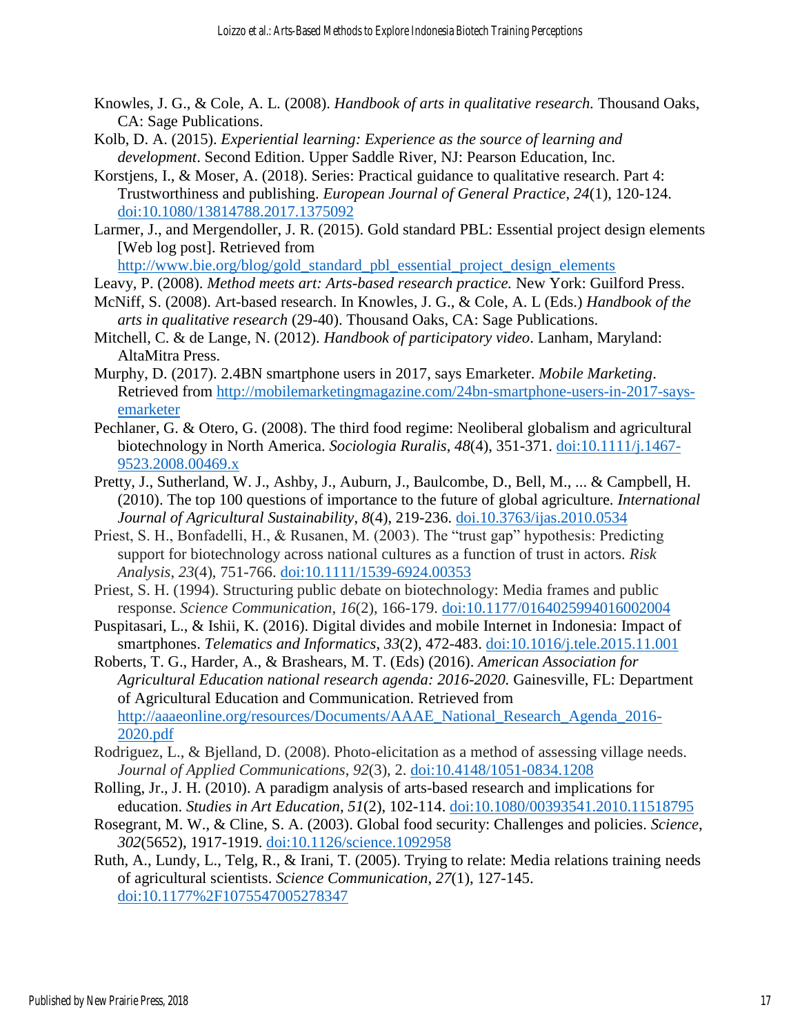Knowles, J. G., & Cole, A. L. (2008). *Handbook of arts in qualitative research.* Thousand Oaks, CA: Sage Publications.

Kolb, D. A. (2015). *Experiential learning: Experience as the source of learning and development*. Second Edition. Upper Saddle River, NJ: Pearson Education, Inc.

Korstjens, I., & Moser, A. (2018). Series: Practical guidance to qualitative research. Part 4: Trustworthiness and publishing. *European Journal of General Practice*, *24*(1), 120-124. doi:10.1080/13814788.2017.1375092

Larmer, J., and Mergendoller, J. R. (2015). Gold standard PBL: Essential project design elements [Web log post]. Retrieved from http://www.bie.org/blog/gold_standard_pbl_essential_project_design_elements

Leavy, P. (2008). *Method meets art: Arts-based research practice.* New York: Guilford Press.

McNiff, S. (2008). Art-based research. In Knowles, J. G., & Cole, A. L (Eds.) *Handbook of the arts in qualitative research* (29-40). Thousand Oaks, CA: Sage Publications.

Mitchell, C. & de Lange, N. (2012). *Handbook of participatory video*. Lanham, Maryland: AltaMitra Press.

Murphy, D. (2017). 2.4BN smartphone users in 2017, says Emarketer. *Mobile Marketing*. Retrieved from http://mobilemarketingmagazine.com/24bn-smartphone-users-in-2017-says-emarketer

Pechlaner, G. & Otero, G. (2008). The third food regime: Neoliberal globalism and agricultural biotechnology in North America. *Sociologia Ruralis*, *48*(4), 351-371. doi:10.1111/j.1467-9523.2008.00469.x

Pretty, J., Sutherland, W. J., Ashby, J., Auburn, J., Baulcombe, D., Bell, M., ... & Campbell, H. (2010). The top 100 questions of importance to the future of global agriculture. *International Journal of Agricultural Sustainability*, *8*(4), 219-236. doi.10.3763/ijas.2010.0534

Priest, S. H., Bonfadelli, H., & Rusanen, M. (2003). The "trust gap" hypothesis: Predicting support for biotechnology across national cultures as a function of trust in actors. *Risk Analysis*, *23*(4), 751-766. doi:10.1111/1539-6924.00353

Priest, S. H. (1994). Structuring public debate on biotechnology: Media frames and public response. *Science Communication*, *16*(2), 166-179. doi:10.1177/0164025994016002004

Puspitasari, L., & Ishii, K. (2016). Digital divides and mobile Internet in Indonesia: Impact of smartphones. *Telematics and Informatics*, *33*(2), 472-483. doi:10.1016/j.tele.2015.11.001

Roberts, T. G., Harder, A., & Brashears, M. T. (Eds) (2016). *American Association for Agricultural Education national research agenda: 2016-2020.* Gainesville, FL: Department of Agricultural Education and Communication. Retrieved from http://aaaeonline.org/resources/Documents/AAAE_National_Research_Agenda_2016-2020.pdf

Rodriguez, L., & Bjelland, D. (2008). Photo-elicitation as a method of assessing village needs. *Journal of Applied Communications*, *92*(3), 2. doi:10.4148/1051-0834.1208

Rolling, Jr., J. H. (2010). A paradigm analysis of arts-based research and implications for education. *Studies in Art Education*, *51*(2), 102-114. doi:10.1080/00393541.2010.11518795

Rosegrant, M. W., & Cline, S. A. (2003). Global food security: Challenges and policies. *Science*, *302*(5652), 1917-1919. doi:10.1126/science.1092958

Ruth, A., Lundy, L., Telg, R., & Irani, T. (2005). Trying to relate: Media relations training needs of agricultural scientists. *Science Communication*, *27*(1), 127-145. doi:10.1177%2F1075547005278347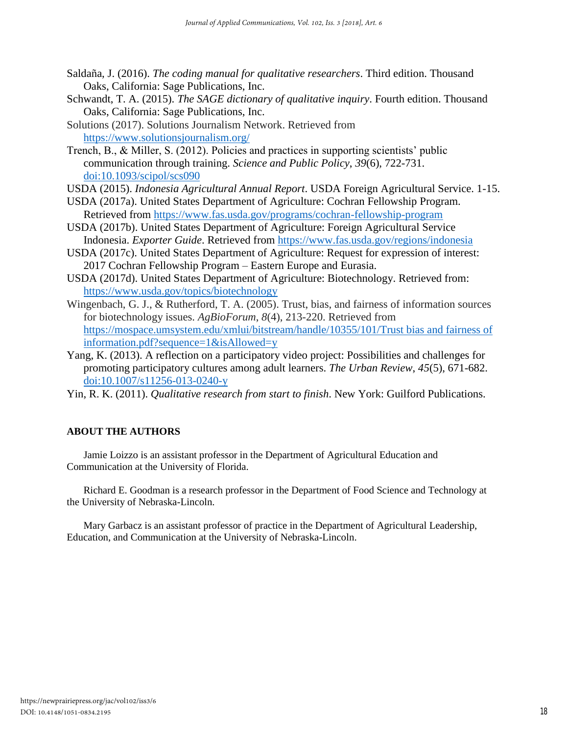Saldaña, J. (2016). *The coding manual for qualitative researchers*. Third edition. Thousand Oaks, California: Sage Publications, Inc.

Schwandt, T. A. (2015). *The SAGE dictionary of qualitative inquiry*. Fourth edition. Thousand Oaks, California: Sage Publications, Inc.

Solutions (2017). Solutions Journalism Network. Retrieved from https://www.solutionsjournalism.org/

Trench, B., & Miller, S. (2012). Policies and practices in supporting scientists' public communication through training. *Science and Public Policy*, *39*(6), 722-731. doi:10.1093/scipol/scs090

USDA (2015). *Indonesia Agricultural Annual Report*. USDA Foreign Agricultural Service. 1-15.

USDA (2017a). United States Department of Agriculture: Cochran Fellowship Program. Retrieved from https://www.fas.usda.gov/programs/cochran-fellowship-program

USDA (2017b). United States Department of Agriculture: Foreign Agricultural Service Indonesia. *Exporter Guide*. Retrieved from https://www.fas.usda.gov/regions/indonesia

USDA (2017c). United States Department of Agriculture: Request for expression of interest: 2017 Cochran Fellowship Program – Eastern Europe and Eurasia.

USDA (2017d). United States Department of Agriculture: Biotechnology. Retrieved from: https://www.usda.gov/topics/biotechnology

Wingenbach, G. J., & Rutherford, T. A. (2005). Trust, bias, and fairness of information sources for biotechnology issues. *AgBioForum*, *8*(4), 213-220. Retrieved from https://mospace.umsystem.edu/xmlui/bitstream/handle/10355/101/Trust bias and fairness of information.pdf?sequence=1&isAllowed=y

Yang, K. (2013). A reflection on a participatory video project: Possibilities and challenges for promoting participatory cultures among adult learners. *The Urban Review*, *45*(5), 671-682. doi:10.1007/s11256-013-0240-y

Yin, R. K. (2011). *Qualitative research from start to finish*. New York: Guilford Publications.

## ABOUT THE AUTHORS

Jamie Loizzo is an assistant professor in the Department of Agricultural Education and Communication at the University of Florida.

Richard E. Goodman is a research professor in the Department of Food Science and Technology at the University of Nebraska-Lincoln.

Mary Garbacz is an assistant professor of practice in the Department of Agricultural Leadership, Education, and Communication at the University of Nebraska-Lincoln.